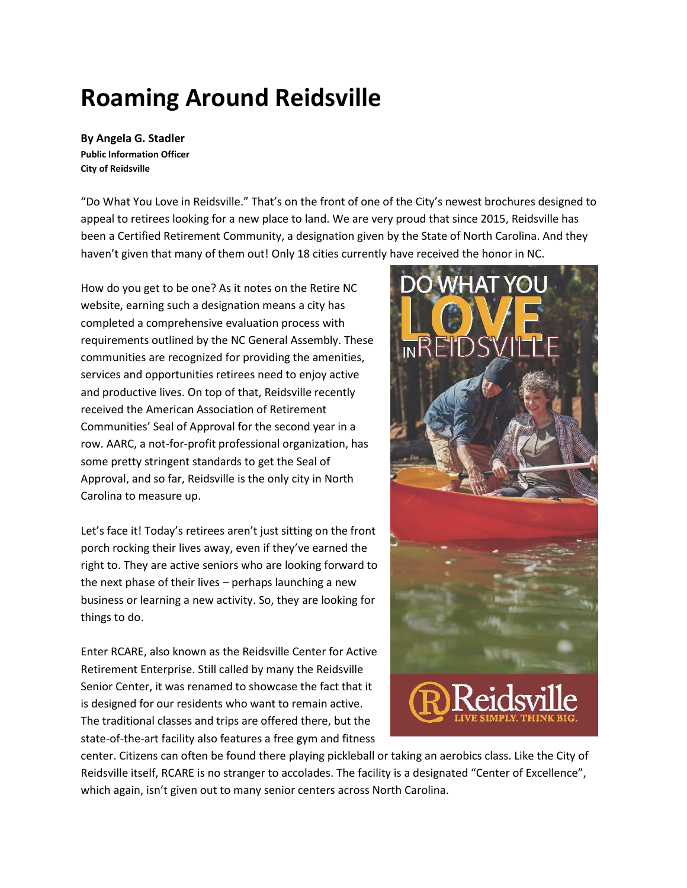# Roaming Around Reidsville

**By Angela G. Stadler**
**Public Information Officer**
**City of Reidsville**

"Do What You Love in Reidsville." That's on the front of one of the City's newest brochures designed to appeal to retirees looking for a new place to land. We are very proud that since 2015, Reidsville has been a Certified Retirement Community, a designation given by the State of North Carolina. And they haven't given that many of them out! Only 18 cities currently have received the honor in NC.

How do you get to be one? As it notes on the Retire NC website, earning such a designation means a city has completed a comprehensive evaluation process with requirements outlined by the NC General Assembly. These communities are recognized for providing the amenities, services and opportunities retirees need to enjoy active and productive lives. On top of that, Reidsville recently received the American Association of Retirement Communities' Seal of Approval for the second year in a row. AARC, a not-for-profit professional organization, has some pretty stringent standards to get the Seal of Approval, and so far, Reidsville is the only city in North Carolina to measure up.

Let's face it! Today's retirees aren't just sitting on the front porch rocking their lives away, even if they've earned the right to. They are active seniors who are looking forward to the next phase of their lives – perhaps launching a new business or learning a new activity. So, they are looking for things to do.

Enter RCARE, also known as the Reidsville Center for Active Retirement Enterprise. Still called by many the Reidsville Senior Center, it was renamed to showcase the fact that it is designed for our residents who want to remain active. The traditional classes and trips are offered there, but the state-of-the-art facility also features a free gym and fitness center. Citizens can often be found there playing pickleball or taking an aerobics class. Like the City of Reidsville itself, RCARE is no stranger to accolades. The facility is a designated "Center of Excellence", which again, isn't given out to many senior centers across North Carolina.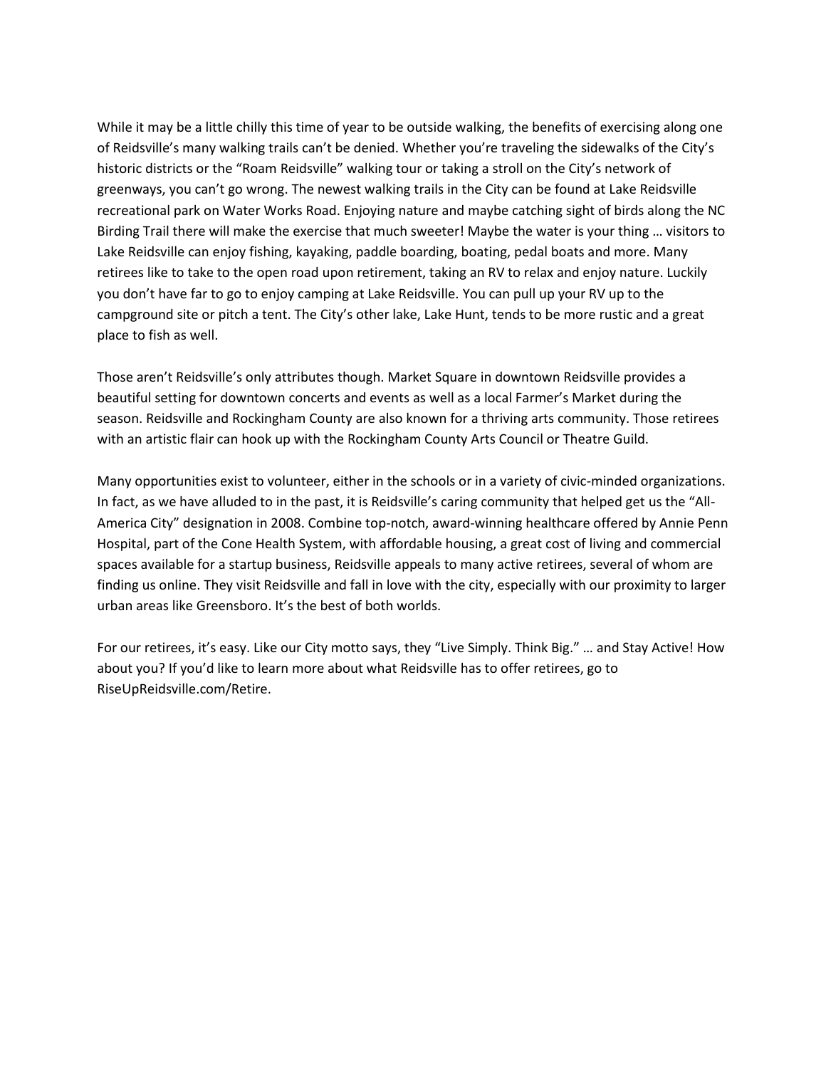While it may be a little chilly this time of year to be outside walking, the benefits of exercising along one of Reidsville's many walking trails can't be denied. Whether you're traveling the sidewalks of the City's historic districts or the "Roam Reidsville" walking tour or taking a stroll on the City's network of greenways, you can't go wrong. The newest walking trails in the City can be found at Lake Reidsville recreational park on Water Works Road. Enjoying nature and maybe catching sight of birds along the NC Birding Trail there will make the exercise that much sweeter! Maybe the water is your thing … visitors to Lake Reidsville can enjoy fishing, kayaking, paddle boarding, boating, pedal boats and more. Many retirees like to take to the open road upon retirement, taking an RV to relax and enjoy nature. Luckily you don't have far to go to enjoy camping at Lake Reidsville. You can pull up your RV up to the campground site or pitch a tent. The City's other lake, Lake Hunt, tends to be more rustic and a great place to fish as well.

Those aren't Reidsville's only attributes though. Market Square in downtown Reidsville provides a beautiful setting for downtown concerts and events as well as a local Farmer's Market during the season. Reidsville and Rockingham County are also known for a thriving arts community. Those retirees with an artistic flair can hook up with the Rockingham County Arts Council or Theatre Guild.

Many opportunities exist to volunteer, either in the schools or in a variety of civic-minded organizations. In fact, as we have alluded to in the past, it is Reidsville's caring community that helped get us the "All-America City" designation in 2008. Combine top-notch, award-winning healthcare offered by Annie Penn Hospital, part of the Cone Health System, with affordable housing, a great cost of living and commercial spaces available for a startup business, Reidsville appeals to many active retirees, several of whom are finding us online. They visit Reidsville and fall in love with the city, especially with our proximity to larger urban areas like Greensboro. It's the best of both worlds.

For our retirees, it's easy. Like our City motto says, they "Live Simply. Think Big." … and Stay Active! How about you? If you'd like to learn more about what Reidsville has to offer retirees, go to RiseUpReidsville.com/Retire.